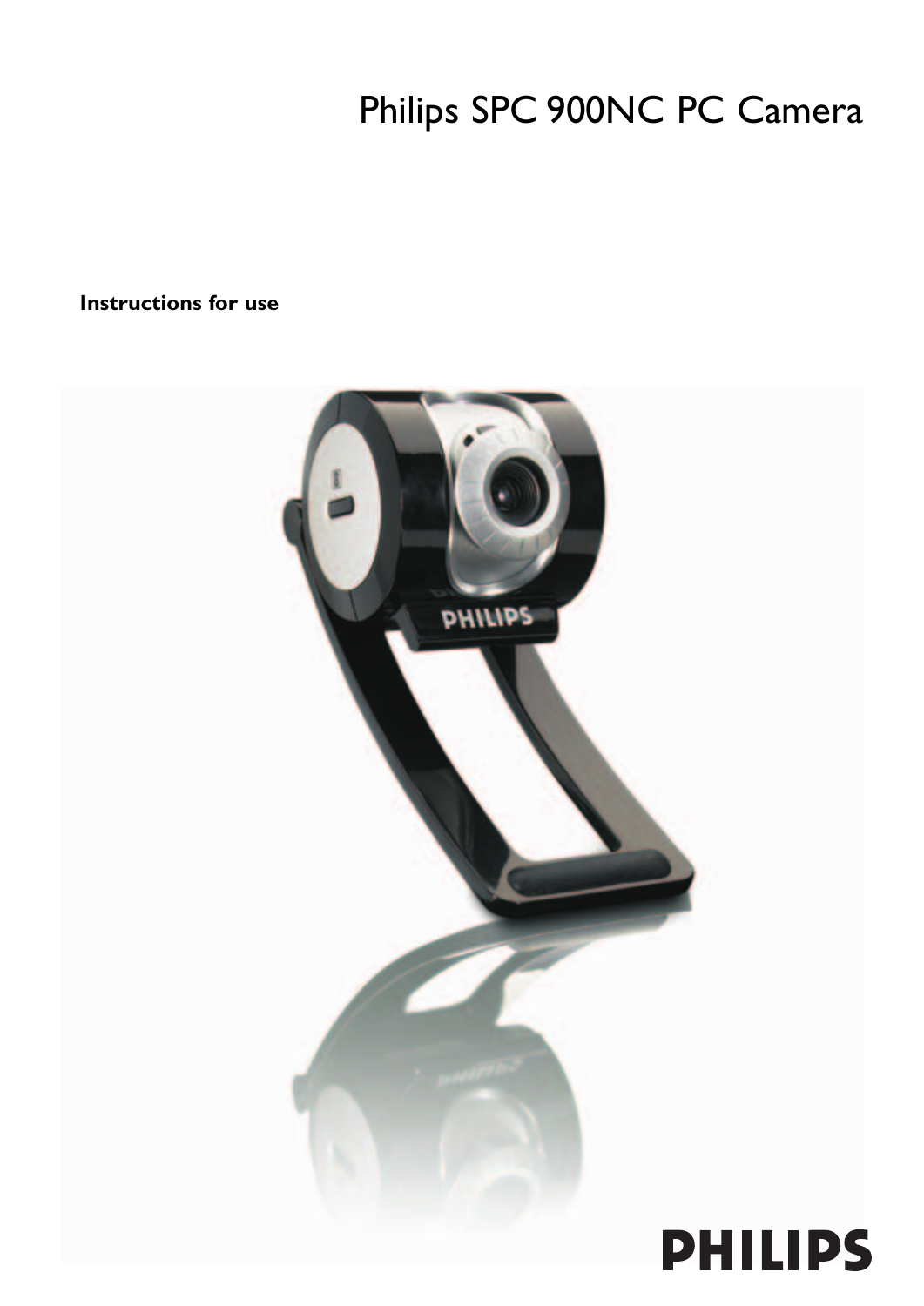# Philips SPC 900NC PC Camera

**Instructions for use**

PHILIPS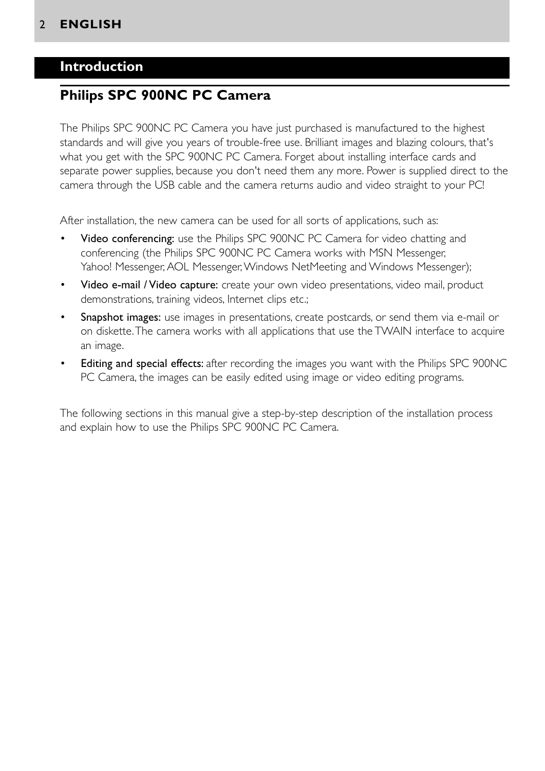# Introduction

## Philips SPC 900NC PC Camera

The Philips SPC 900NC PC Camera you have just purchased is manufactured to the highest standards and will give you years of trouble-free use. Brilliant images and blazing colours, that's what you get with the SPC 900NC PC Camera. Forget about installing interface cards and separate power supplies, because you don't need them any more. Power is supplied direct to the camera through the USB cable and the camera returns audio and video straight to your PC!

After installation, the new camera can be used for all sorts of applications, such as:

- Video conferencing: use the Philips SPC 900NC PC Camera for video chatting and conferencing (the Philips SPC 900NC PC Camera works with MSN Messenger, Yahoo! Messenger, AOL Messenger, Windows NetMeeting and Windows Messenger);
- Video e-mail / Video capture: create your own video presentations, video mail, product demonstrations, training videos, Internet clips etc.;
- Snapshot images: use images in presentations, create postcards, or send them via e-mail or on diskette. The camera works with all applications that use the TWAIN interface to acquire an image.
- Editing and special effects: after recording the images you want with the Philips SPC 900NC PC Camera, the images can be easily edited using image or video editing programs.

The following sections in this manual give a step-by-step description of the installation process and explain how to use the Philips SPC 900NC PC Camera.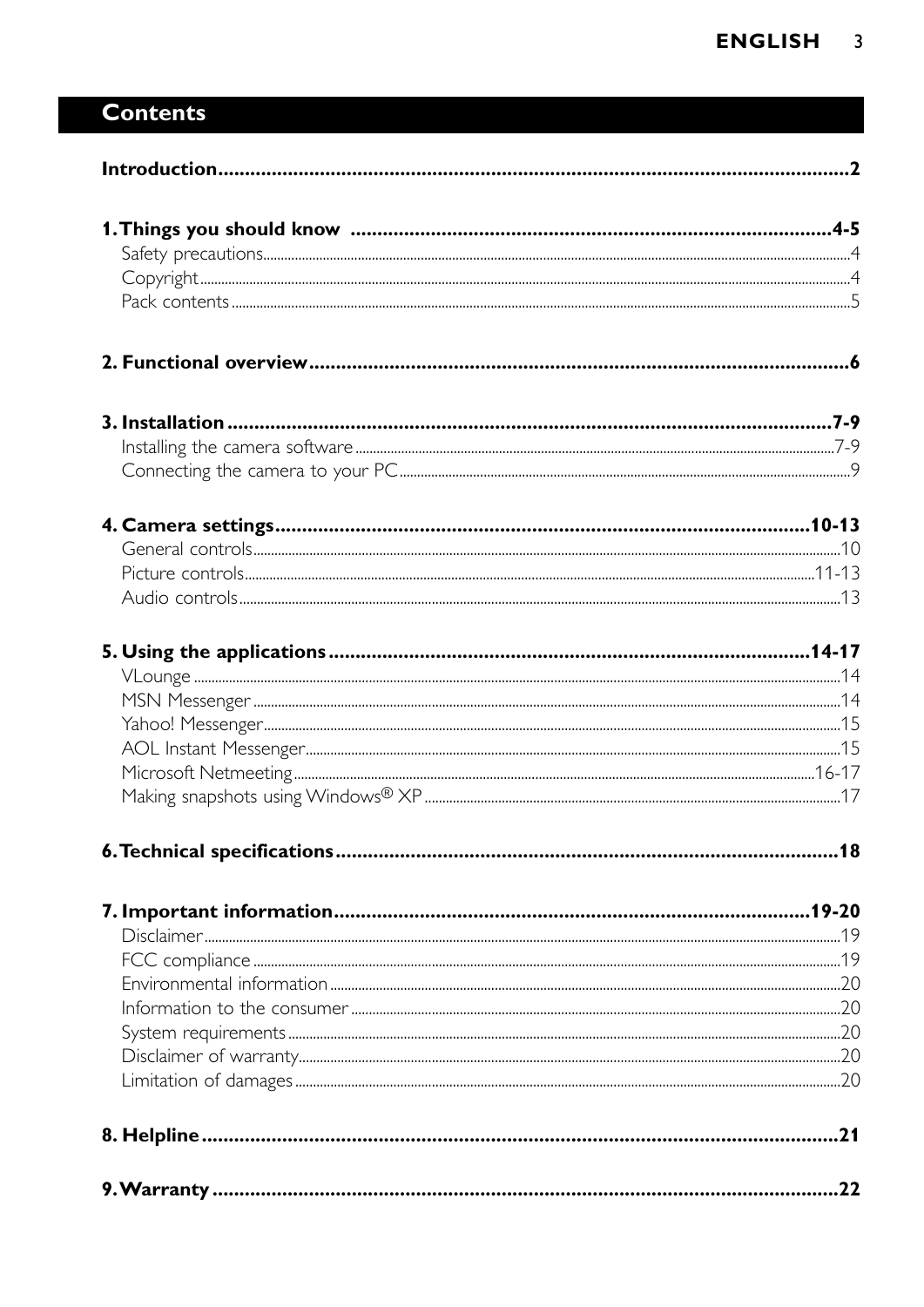# Contents

**Introduction** ........................................................................ **2**

**1. Things you should know** ........................................................................ **4-5**
- Safety precautions ........................................................................ 4
- Copyright ........................................................................ 4
- Pack contents ........................................................................ 5

**2. Functional overview** ........................................................................ **6**

**3. Installation** ........................................................................ **7-9**
- Installing the camera software ........................................................................ 7-9
- Connecting the camera to your PC ........................................................................ 9

**4. Camera settings** ........................................................................ **10-13**
- General controls ........................................................................ 10
- Picture controls ........................................................................ 11-13
- Audio controls ........................................................................ 13

**5. Using the applications** ........................................................................ **14-17**
- VLounge ........................................................................ 14
- MSN Messenger ........................................................................ 14
- Yahoo! Messenger ........................................................................ 15
- AOL Instant Messenger ........................................................................ 15
- Microsoft Netmeeting ........................................................................ 16-17
- Making snapshots using Windows® XP ........................................................................ 17

**6. Technical specifications** ........................................................................ **18**

**7. Important information** ........................................................................ **19-20**
- Disclaimer ........................................................................ 19
- FCC compliance ........................................................................ 19
- Environmental information ........................................................................ 20
- Information to the consumer ........................................................................ 20
- System requirements ........................................................................ 20
- Disclaimer of warranty ........................................................................ 20
- Limitation of damages ........................................................................ 20

**8. Helpline** ........................................................................ **21**

**9. Warranty** ........................................................................ **22**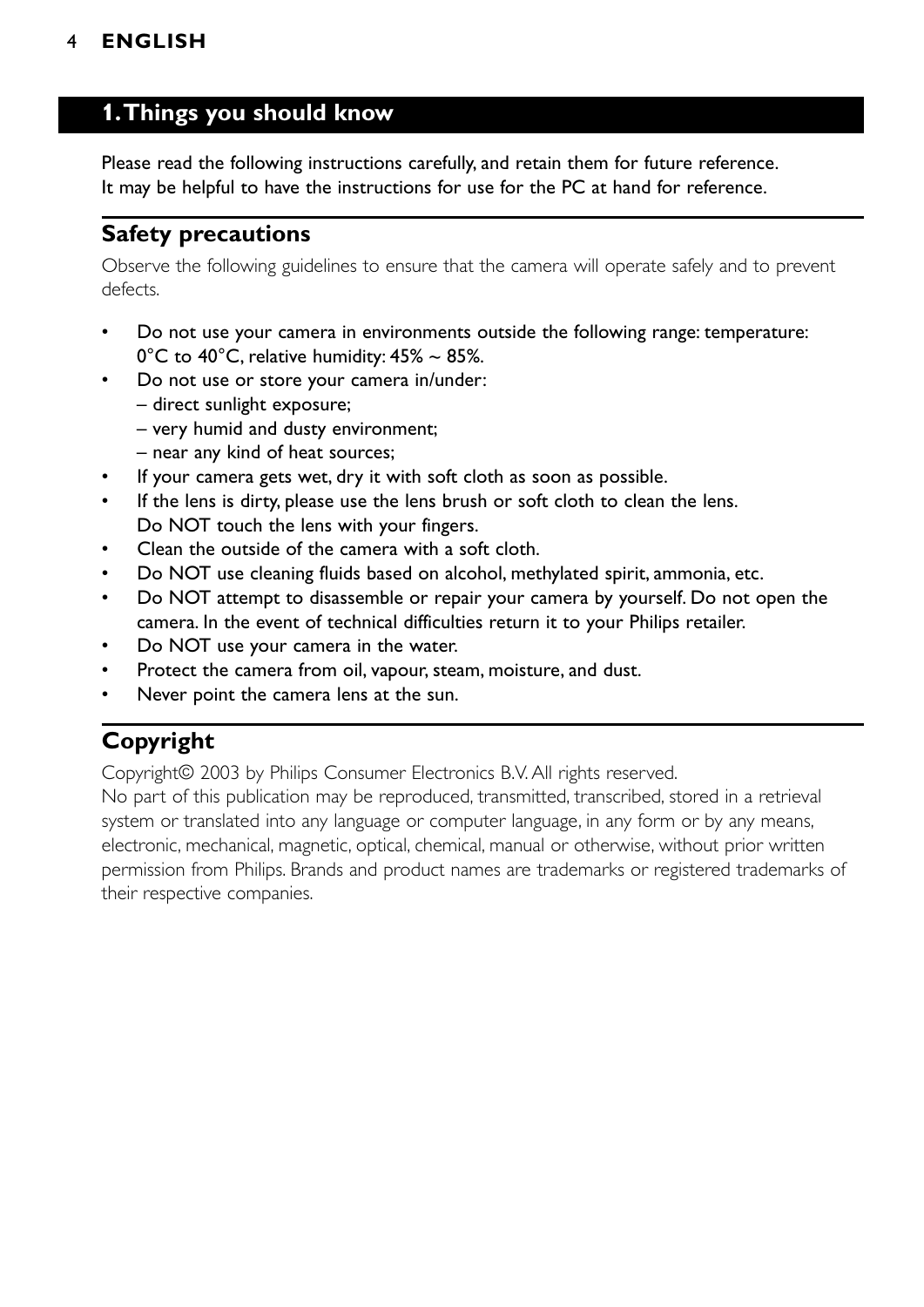# 1. Things you should know

Please read the following instructions carefully, and retain them for future reference.
It may be helpful to have the instructions for use for the PC at hand for reference.

## Safety precautions

Observe the following guidelines to ensure that the camera will operate safely and to prevent defects.

- Do not use your camera in environments outside the following range: temperature: 0°C to 40°C, relative humidity: 45% ~ 85%.
- Do not use or store your camera in/under:
  – direct sunlight exposure;
  – very humid and dusty environment;
  – near any kind of heat sources;
- If your camera gets wet, dry it with soft cloth as soon as possible.
- If the lens is dirty, please use the lens brush or soft cloth to clean the lens. Do NOT touch the lens with your fingers.
- Clean the outside of the camera with a soft cloth.
- Do NOT use cleaning fluids based on alcohol, methylated spirit, ammonia, etc.
- Do NOT attempt to disassemble or repair your camera by yourself. Do not open the camera. In the event of technical difficulties return it to your Philips retailer.
- Do NOT use your camera in the water.
- Protect the camera from oil, vapour, steam, moisture, and dust.
- Never point the camera lens at the sun.

## Copyright

Copyright© 2003 by Philips Consumer Electronics B.V. All rights reserved.
No part of this publication may be reproduced, transmitted, transcribed, stored in a retrieval system or translated into any language or computer language, in any form or by any means, electronic, mechanical, magnetic, optical, chemical, manual or otherwise, without prior written permission from Philips. Brands and product names are trademarks or registered trademarks of their respective companies.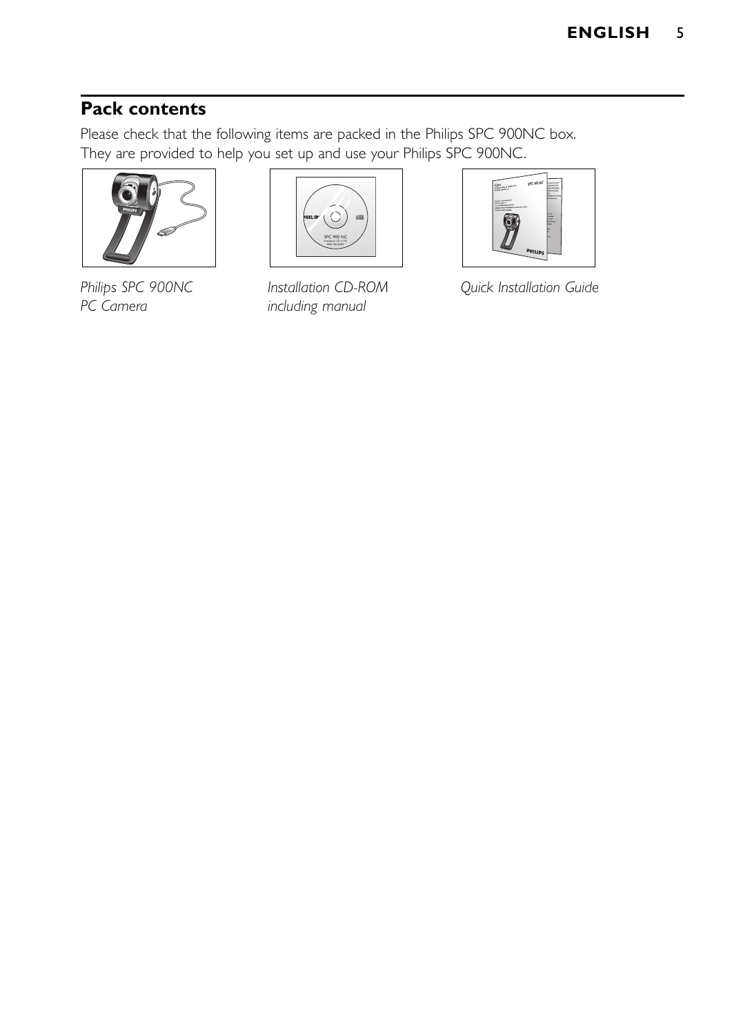## Pack contents

Please check that the following items are packed in the Philips SPC 900NC box.
They are provided to help you set up and use your Philips SPC 900NC.

*Philips SPC 900NC PC Camera*

*Installation CD-ROM including manual*

*Quick Installation Guide*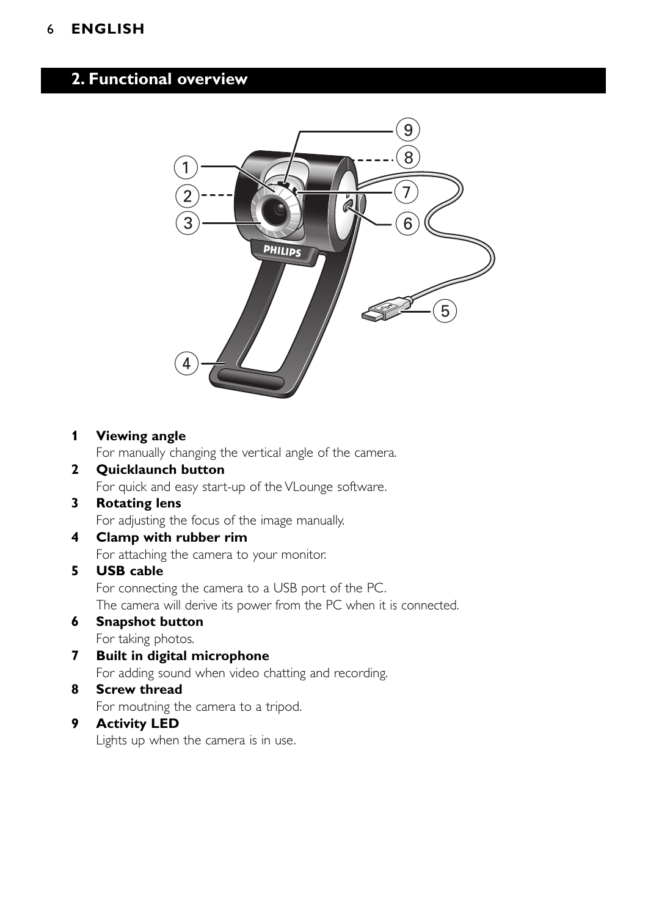## 2. Functional overview

1. **Viewing angle**
   For manually changing the vertical angle of the camera.
2. **Quicklaunch button**
   For quick and easy start-up of the VLounge software.
3. **Rotating lens**
   For adjusting the focus of the image manually.
4. **Clamp with rubber rim**
   For attaching the camera to your monitor.
5. **USB cable**
   For connecting the camera to a USB port of the PC.
   The camera will derive its power from the PC when it is connected.
6. **Snapshot button**
   For taking photos.
7. **Built in digital microphone**
   For adding sound when video chatting and recording.
8. **Screw thread**
   For moutning the camera to a tripod.
9. **Activity LED**
   Lights up when the camera is in use.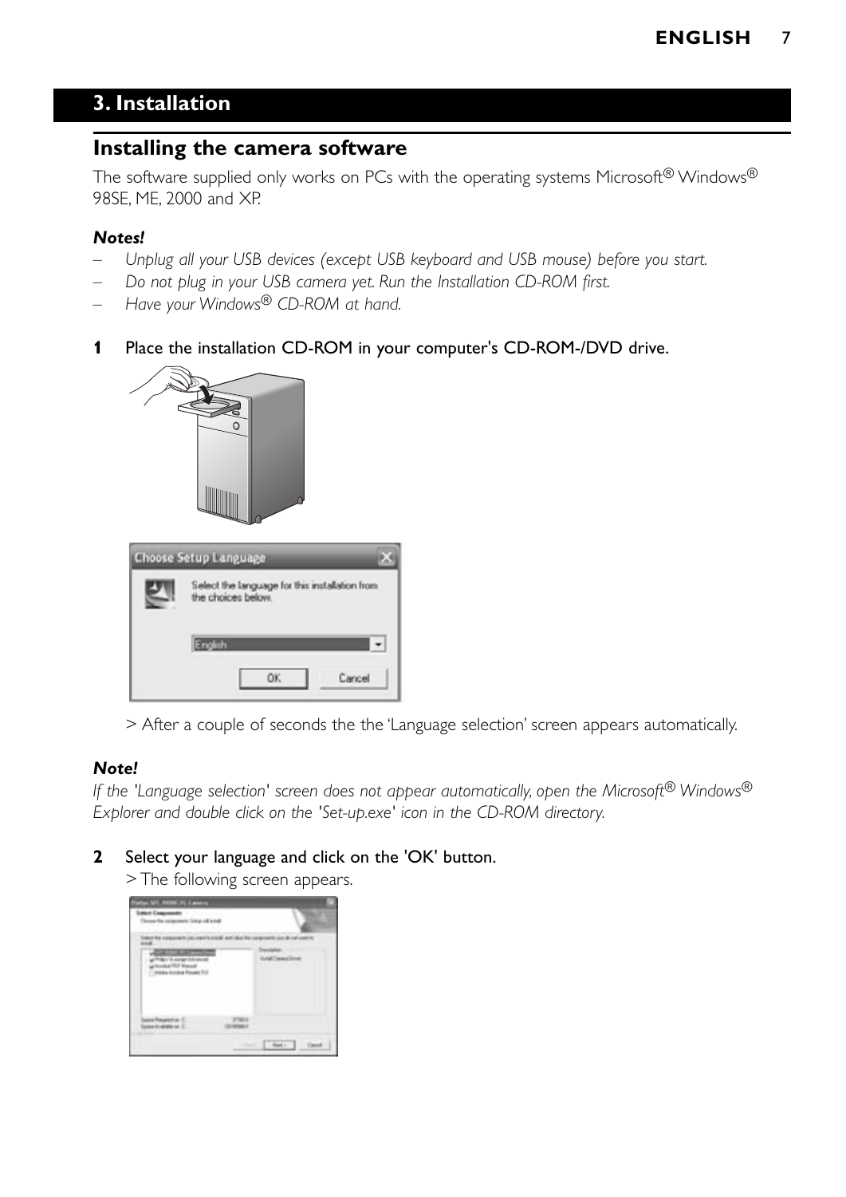## 3. Installation

### Installing the camera software

The software supplied only works on PCs with the operating systems Microsoft® Windows® 98SE, ME, 2000 and XP.

***Notes!***

- *Unplug all your USB devices (except USB keyboard and USB mouse) before you start.*
- *Do not plug in your USB camera yet. Run the Installation CD-ROM first.*
- *Have your Windows® CD-ROM at hand.*

**1** Place the installation CD-ROM in your computer's CD-ROM-/DVD drive.

> After a couple of seconds the the 'Language selection' screen appears automatically.

***Note!***

*If the 'Language selection' screen does not appear automatically, open the Microsoft® Windows® Explorer and double click on the 'Set-up.exe' icon in the CD-ROM directory.*

**2** Select your language and click on the 'OK' button.

> The following screen appears.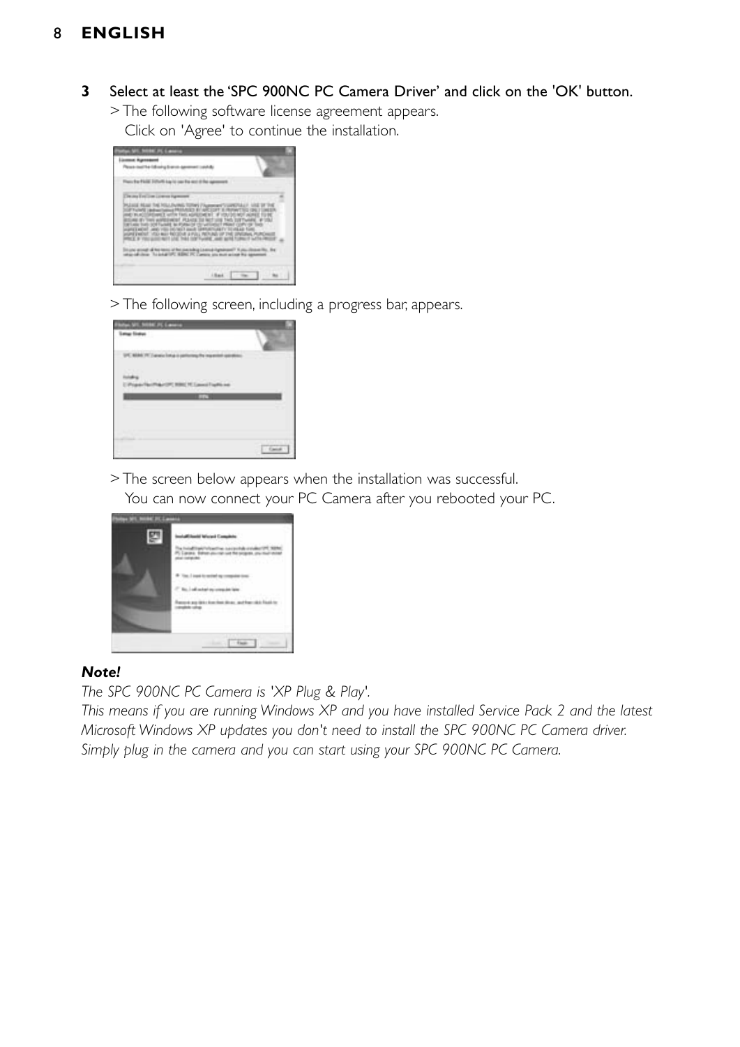**3** Select at least the 'SPC 900NC PC Camera Driver' and click on the 'OK' button.

> The following software license agreement appears.
  Click on 'Agree' to continue the installation.

> The following screen, including a progress bar, appears.

> The screen below appears when the installation was successful.
  You can now connect your PC Camera after you rebooted your PC.

***Note!***

*The SPC 900NC PC Camera is 'XP Plug & Play'.*
*This means if you are running Windows XP and you have installed Service Pack 2 and the latest Microsoft Windows XP updates you don't need to install the SPC 900NC PC Camera driver. Simply plug in the camera and you can start using your SPC 900NC PC Camera.*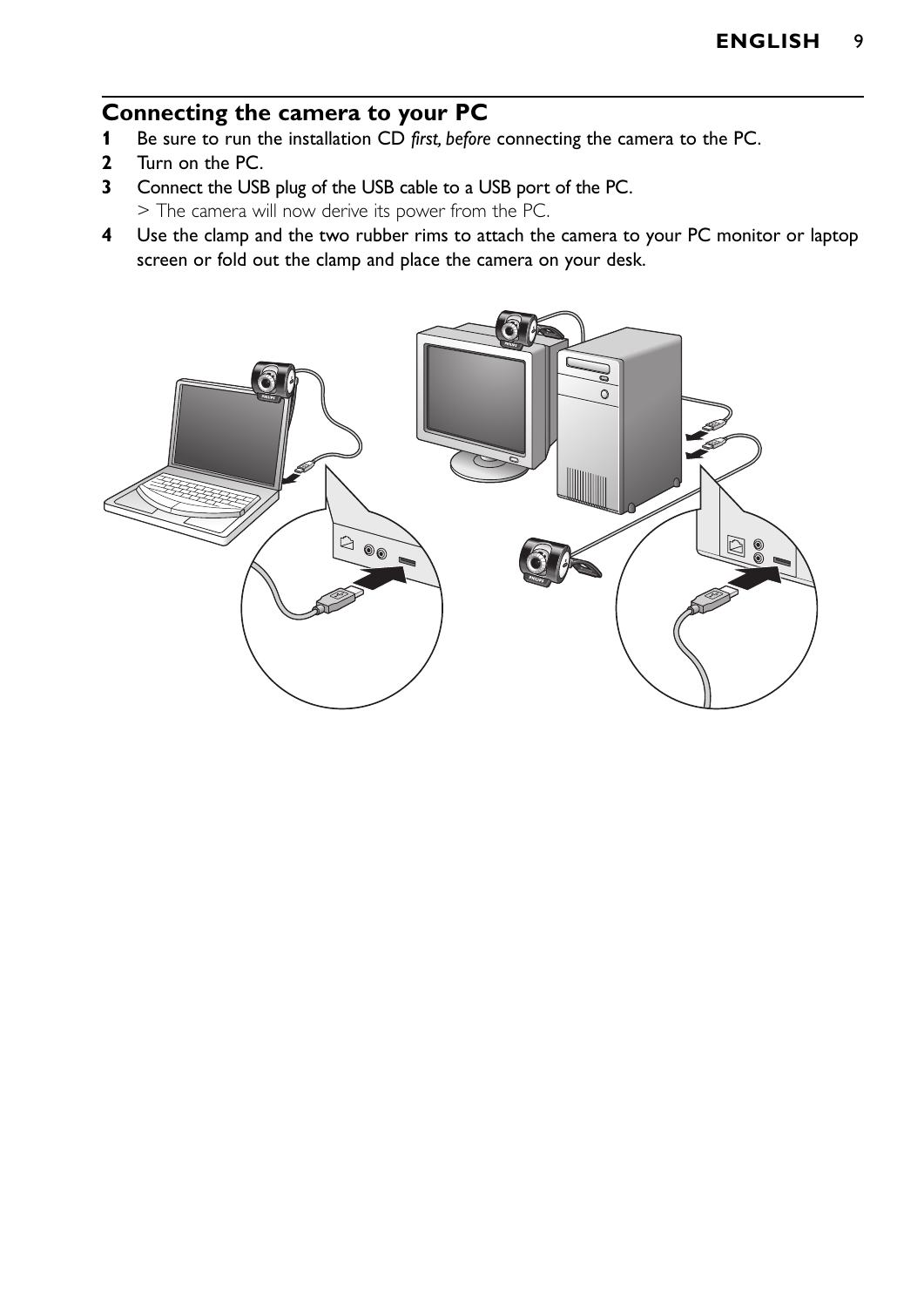## Connecting the camera to your PC

1 Be sure to run the installation CD *first, before* connecting the camera to the PC.
2 Turn on the PC.
3 Connect the USB plug of the USB cable to a USB port of the PC.
   > The camera will now derive its power from the PC.
4 Use the clamp and the two rubber rims to attach the camera to your PC monitor or laptop screen or fold out the clamp and place the camera on your desk.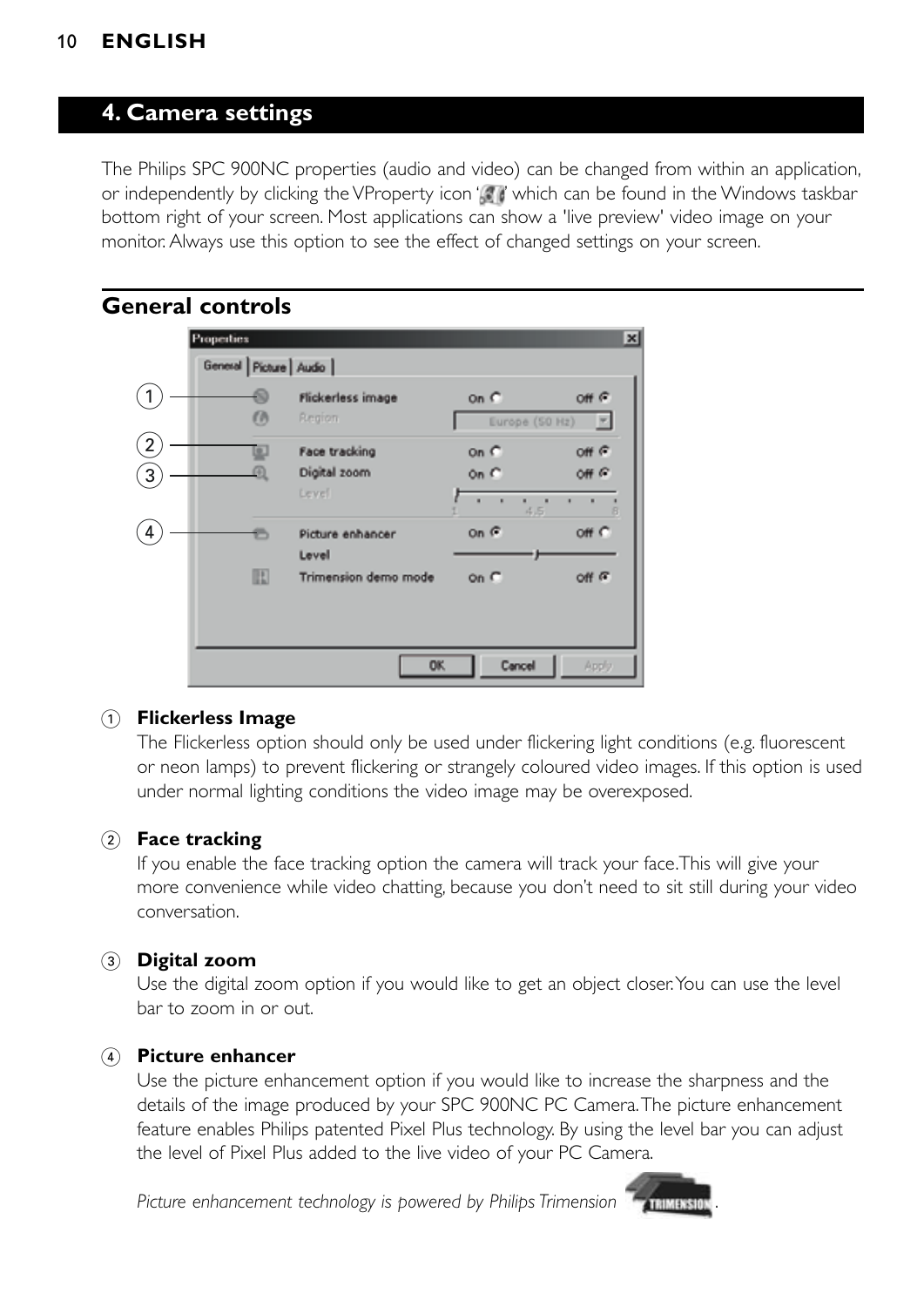## 4. Camera settings

The Philips SPC 900NC properties (audio and video) can be changed from within an application, or independently by clicking the VProperty icon ' ' which can be found in the Windows taskbar bottom right of your screen. Most applications can show a 'live preview' video image on your monitor. Always use this option to see the effect of changed settings on your screen.

### General controls

1. **Flickerless Image**
   The Flickerless option should only be used under flickering light conditions (e.g. fluorescent or neon lamps) to prevent flickering or strangely coloured video images. If this option is used under normal lighting conditions the video image may be overexposed.

2. **Face tracking**
   If you enable the face tracking option the camera will track your face. This will give your more convenience while video chatting, because you don't need to sit still during your video conversation.

3. **Digital zoom**
   Use the digital zoom option if you would like to get an object closer. You can use the level bar to zoom in or out.

4. **Picture enhancer**
   Use the picture enhancement option if you would like to increase the sharpness and the details of the image produced by your SPC 900NC PC Camera. The picture enhancement feature enables Philips patented Pixel Plus technology. By using the level bar you can adjust the level of Pixel Plus added to the live video of your PC Camera.

   *Picture enhancement technology is powered by Philips Trimension* .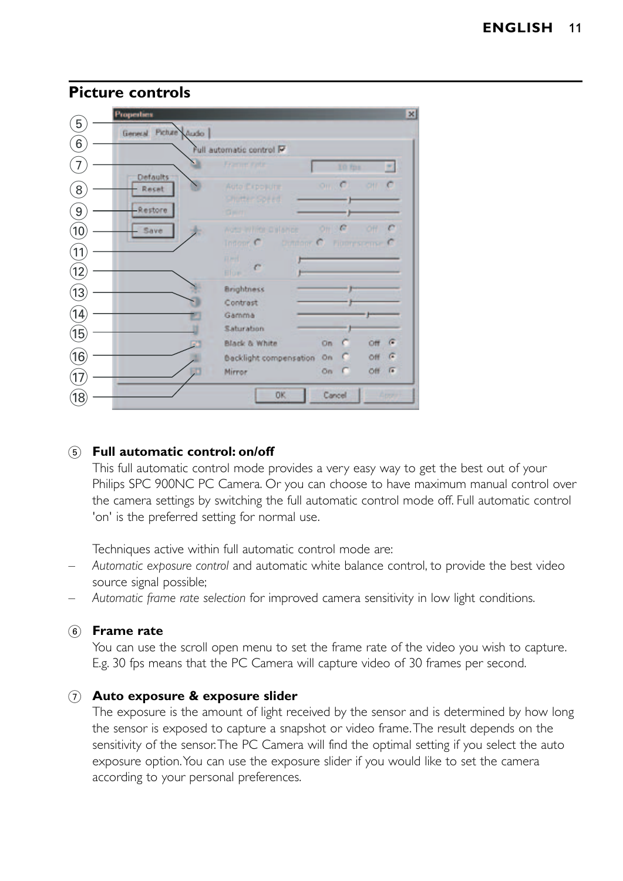## Picture controls

⑤ **Full automatic control: on/off**

This full automatic control mode provides a very easy way to get the best out of your Philips SPC 900NC PC Camera. Or you can choose to have maximum manual control over the camera settings by switching the full automatic control mode off. Full automatic control 'on' is the preferred setting for normal use.

Techniques active within full automatic control mode are:

- *Automatic exposure control* and automatic white balance control, to provide the best video source signal possible;
- *Automatic frame rate selection* for improved camera sensitivity in low light conditions.

⑥ **Frame rate**

You can use the scroll open menu to set the frame rate of the video you wish to capture. E.g. 30 fps means that the PC Camera will capture video of 30 frames per second.

⑦ **Auto exposure & exposure slider**

The exposure is the amount of light received by the sensor and is determined by how long the sensor is exposed to capture a snapshot or video frame. The result depends on the sensitivity of the sensor. The PC Camera will find the optimal setting if you select the auto exposure option. You can use the exposure slider if you would like to set the camera according to your personal preferences.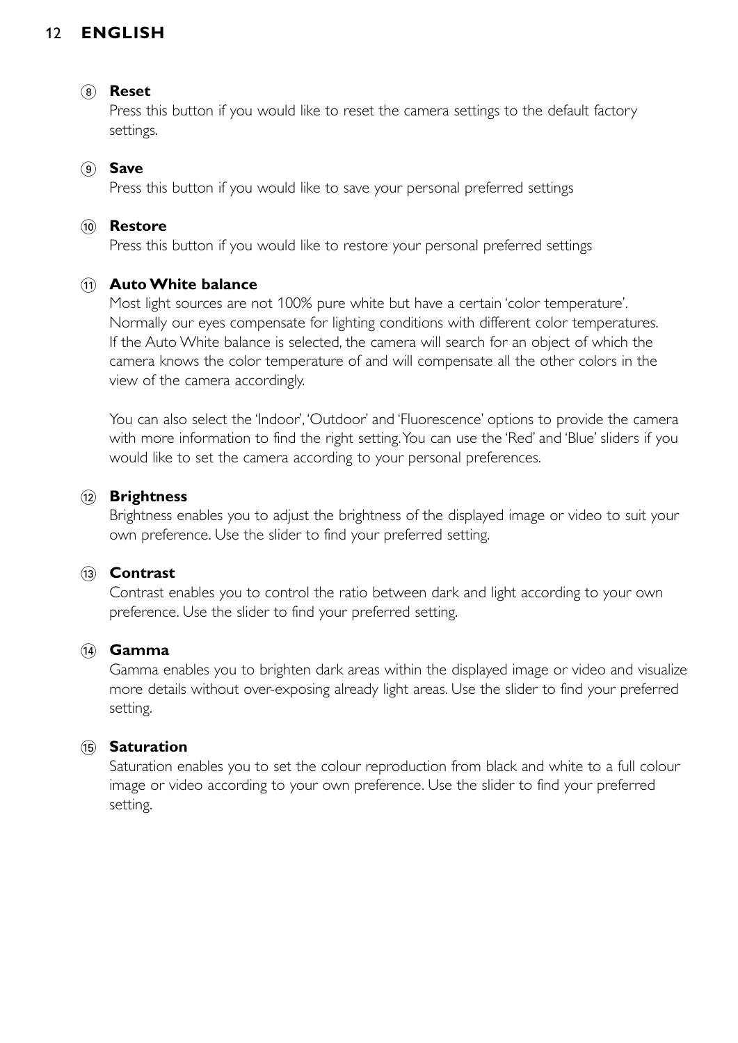8. **Reset**
   Press this button if you would like to reset the camera settings to the default factory settings.

9. **Save**
   Press this button if you would like to save your personal preferred settings

10. **Restore**
    Press this button if you would like to restore your personal preferred settings

11. **Auto White balance**
    Most light sources are not 100% pure white but have a certain 'color temperature'. Normally our eyes compensate for lighting conditions with different color temperatures. If the Auto White balance is selected, the camera will search for an object of which the camera knows the color temperature of and will compensate all the other colors in the view of the camera accordingly.

    You can also select the 'Indoor', 'Outdoor' and 'Fluorescence' options to provide the camera with more information to find the right setting. You can use the 'Red' and 'Blue' sliders if you would like to set the camera according to your personal preferences.

12. **Brightness**
    Brightness enables you to adjust the brightness of the displayed image or video to suit your own preference. Use the slider to find your preferred setting.

13. **Contrast**
    Contrast enables you to control the ratio between dark and light according to your own preference. Use the slider to find your preferred setting.

14. **Gamma**
    Gamma enables you to brighten dark areas within the displayed image or video and visualize more details without over-exposing already light areas. Use the slider to find your preferred setting.

15. **Saturation**
    Saturation enables you to set the colour reproduction from black and white to a full colour image or video according to your own preference. Use the slider to find your preferred setting.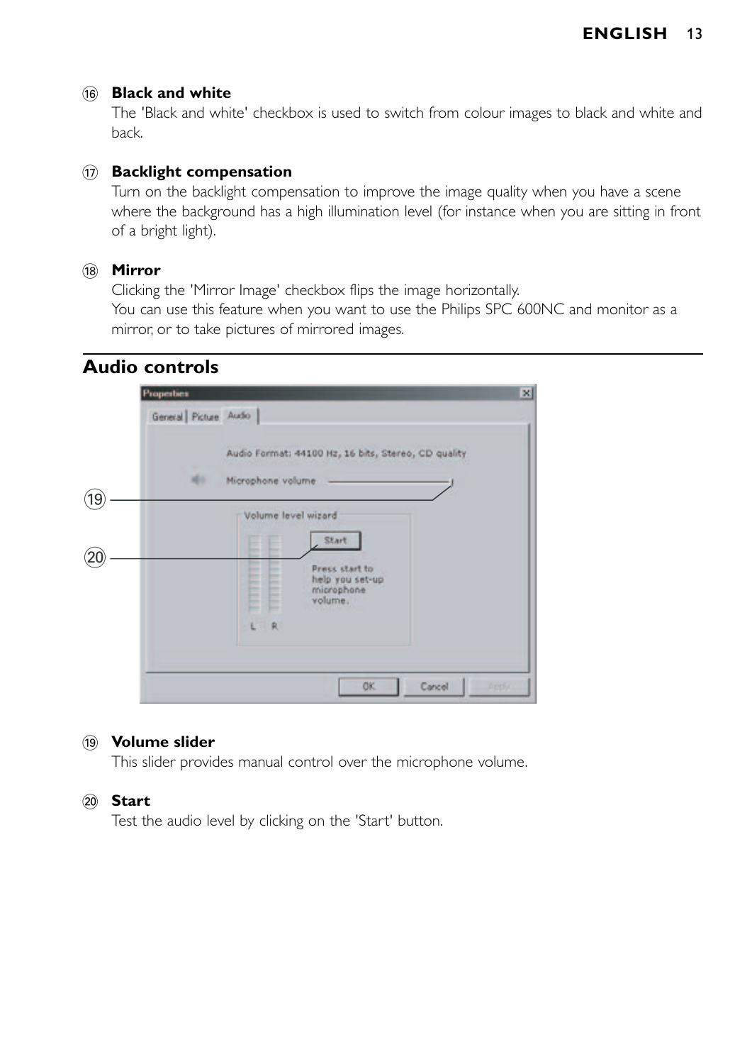⑯ **Black and white**

The 'Black and white' checkbox is used to switch from colour images to black and white and back.

⑰ **Backlight compensation**

Turn on the backlight compensation to improve the image quality when you have a scene where the background has a high illumination level (for instance when you are sitting in front of a bright light).

⑱ **Mirror**

Clicking the 'Mirror Image' checkbox flips the image horizontally.
You can use this feature when you want to use the Philips SPC 600NC and monitor as a mirror, or to take pictures of mirrored images.

## Audio controls

⑲ **Volume slider**

This slider provides manual control over the microphone volume.

⑳ **Start**

Test the audio level by clicking on the 'Start' button.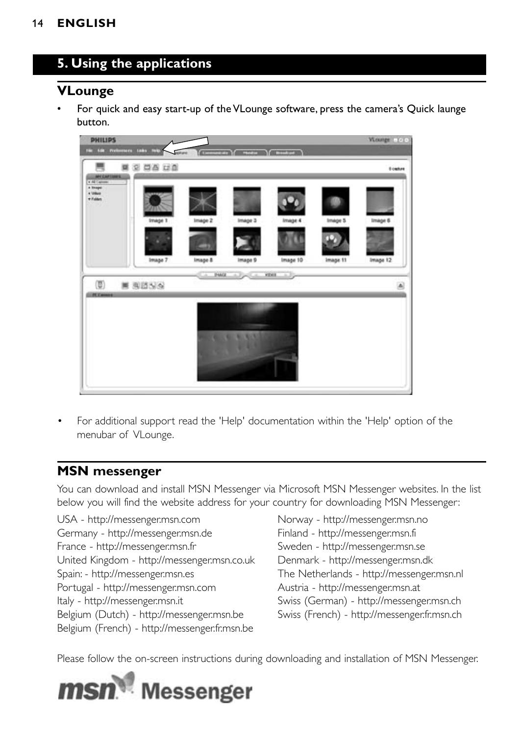## 5. Using the applications

### VLounge

- For quick and easy start-up of the VLounge software, press the camera's Quick launge button.

- For additional support read the 'Help' documentation within the 'Help' option of the menubar of VLounge.

### MSN messenger

You can download and install MSN Messenger via Microsoft MSN Messenger websites. In the list below you will find the website address for your country for downloading MSN Messenger:

USA - http://messenger.msn.com
Germany - http://messenger.msn.de
France - http://messenger.msn.fr
United Kingdom - http://messenger.msn.co.uk
Spain: - http://messenger.msn.es
Portugal - http://messenger.msn.com
Italy - http://messenger.msn.it
Belgium (Dutch) - http://messenger.msn.be
Belgium (French) - http://messenger.fr.msn.be
Norway - http://messenger.msn.no
Finland - http://messenger.msn.fi
Sweden - http://messenger.msn.se
Denmark - http://messenger.msn.dk
The Netherlands - http://messenger.msn.nl
Austria - http://messenger.msn.at
Swiss (German) - http://messenger.msn.ch
Swiss (French) - http://messenger.fr.msn.ch

Please follow the on-screen instructions during downloading and installation of MSN Messenger.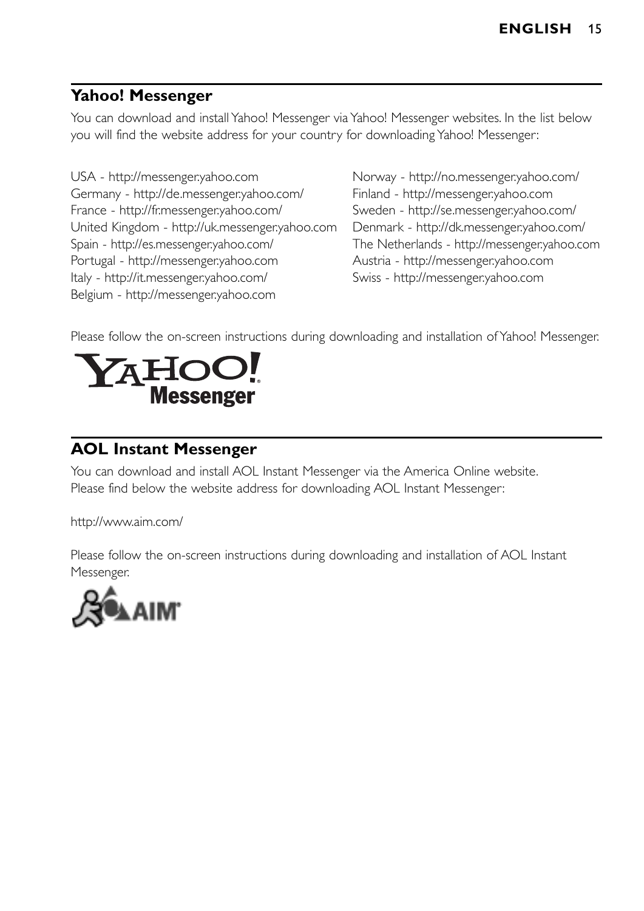## Yahoo! Messenger

You can download and install Yahoo! Messenger via Yahoo! Messenger websites. In the list below you will find the website address for your country for downloading Yahoo! Messenger:

USA - http://messenger.yahoo.com
Germany - http://de.messenger.yahoo.com/
France - http://fr.messenger.yahoo.com/
United Kingdom - http://uk.messenger.yahoo.com
Spain - http://es.messenger.yahoo.com/
Portugal - http://messenger.yahoo.com
Italy - http://it.messenger.yahoo.com/
Belgium - http://messenger.yahoo.com
Norway - http://no.messenger.yahoo.com/
Finland - http://messenger.yahoo.com
Sweden - http://se.messenger.yahoo.com/
Denmark - http://dk.messenger.yahoo.com/
The Netherlands - http://messenger.yahoo.com
Austria - http://messenger.yahoo.com
Swiss - http://messenger.yahoo.com

Please follow the on-screen instructions during downloading and installation of Yahoo! Messenger.

## AOL Instant Messenger

You can download and install AOL Instant Messenger via the America Online website. Please find below the website address for downloading AOL Instant Messenger:

http://www.aim.com/

Please follow the on-screen instructions during downloading and installation of AOL Instant Messenger.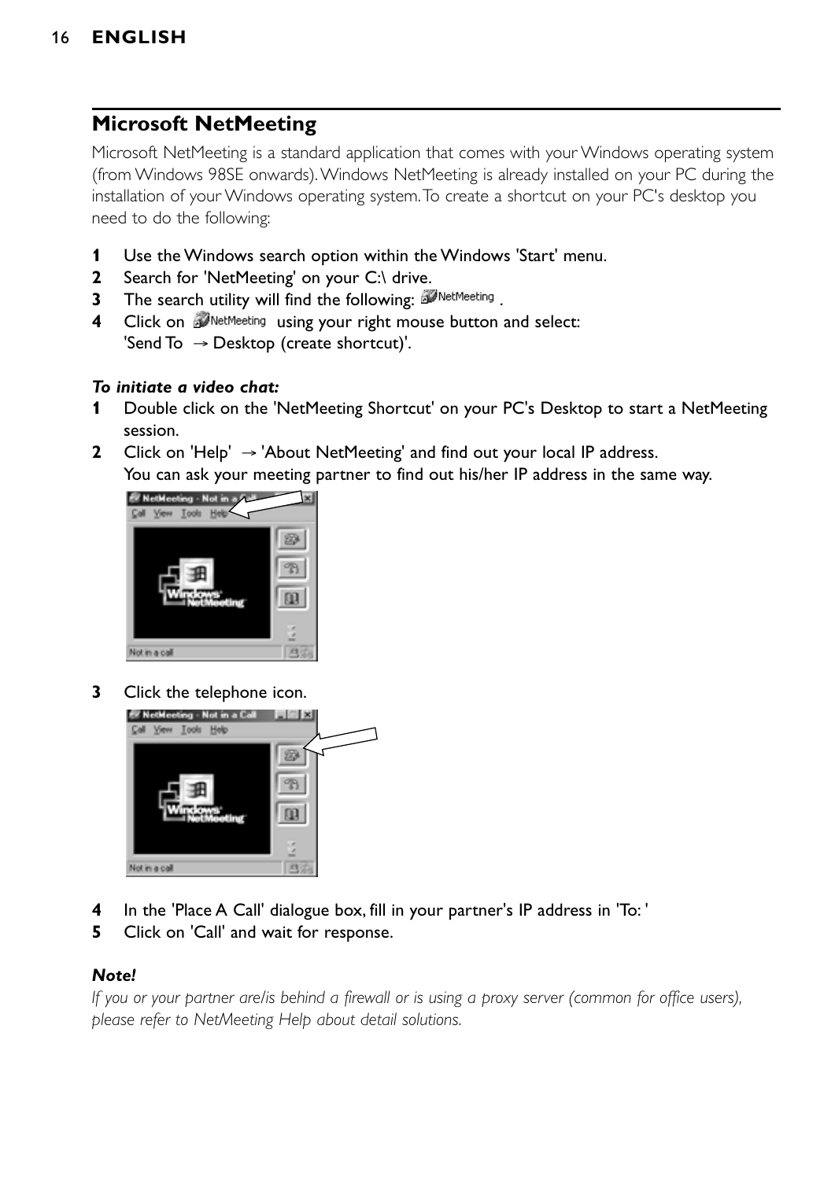## Microsoft NetMeeting

Microsoft NetMeeting is a standard application that comes with your Windows operating system (from Windows 98SE onwards). Windows NetMeeting is already installed on your PC during the installation of your Windows operating system. To create a shortcut on your PC's desktop you need to do the following:

1. Use the Windows search option within the Windows 'Start' menu.
2. Search for 'NetMeeting' on your C:\ drive.
3. The search utility will find the following: NetMeeting .
4. Click on NetMeeting using your right mouse button and select: 'Send To → Desktop (create shortcut)'.

***To initiate a video chat:***

1. Double click on the 'NetMeeting Shortcut' on your PC's Desktop to start a NetMeeting session.
2. Click on 'Help' → 'About NetMeeting' and find out your local IP address. You can ask your meeting partner to find out his/her IP address in the same way.
3. Click the telephone icon.
4. In the 'Place A Call' dialogue box, fill in your partner's IP address in 'To: '
5. Click on 'Call' and wait for response.

***Note!***

*If you or your partner are/is behind a firewall or is using a proxy server (common for office users), please refer to NetMeeting Help about detail solutions.*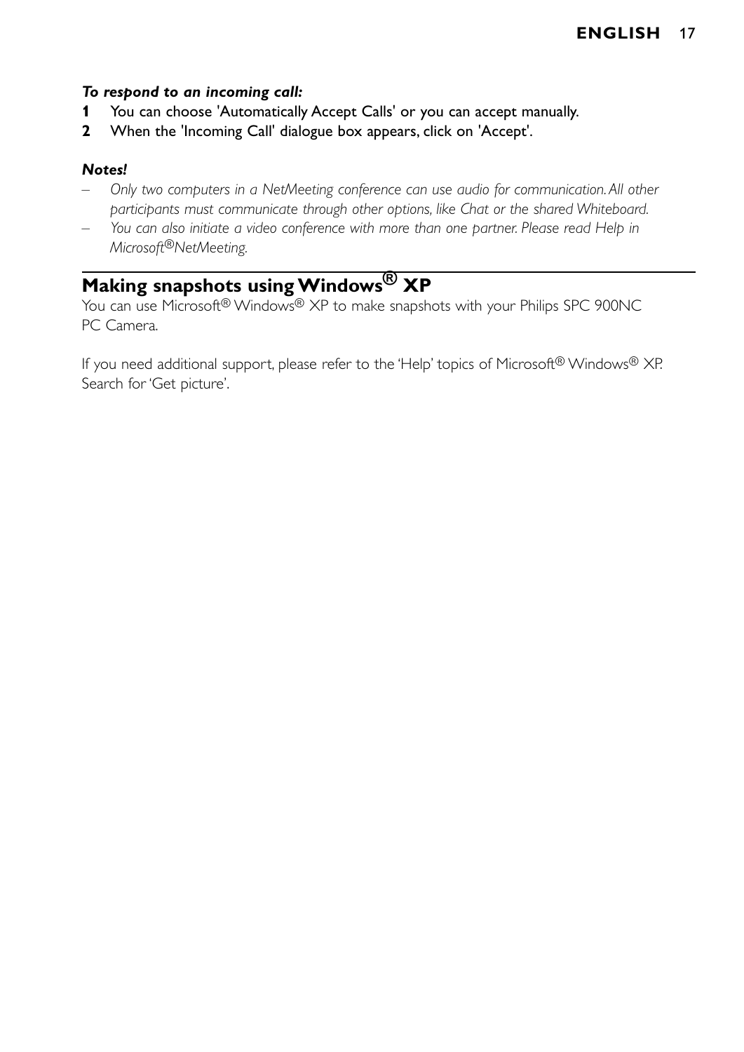***To respond to an incoming call:***

1. You can choose 'Automatically Accept Calls' or you can accept manually.
2. When the 'Incoming Call' dialogue box appears, click on 'Accept'.

***Notes!***

- *Only two computers in a NetMeeting conference can use audio for communication. All other participants must communicate through other options, like Chat or the shared Whiteboard.*
- *You can also initiate a video conference with more than one partner. Please read Help in Microsoft®NetMeeting.*

## Making snapshots using Windows® XP

You can use Microsoft® Windows® XP to make snapshots with your Philips SPC 900NC PC Camera.

If you need additional support, please refer to the 'Help' topics of Microsoft® Windows® XP. Search for 'Get picture'.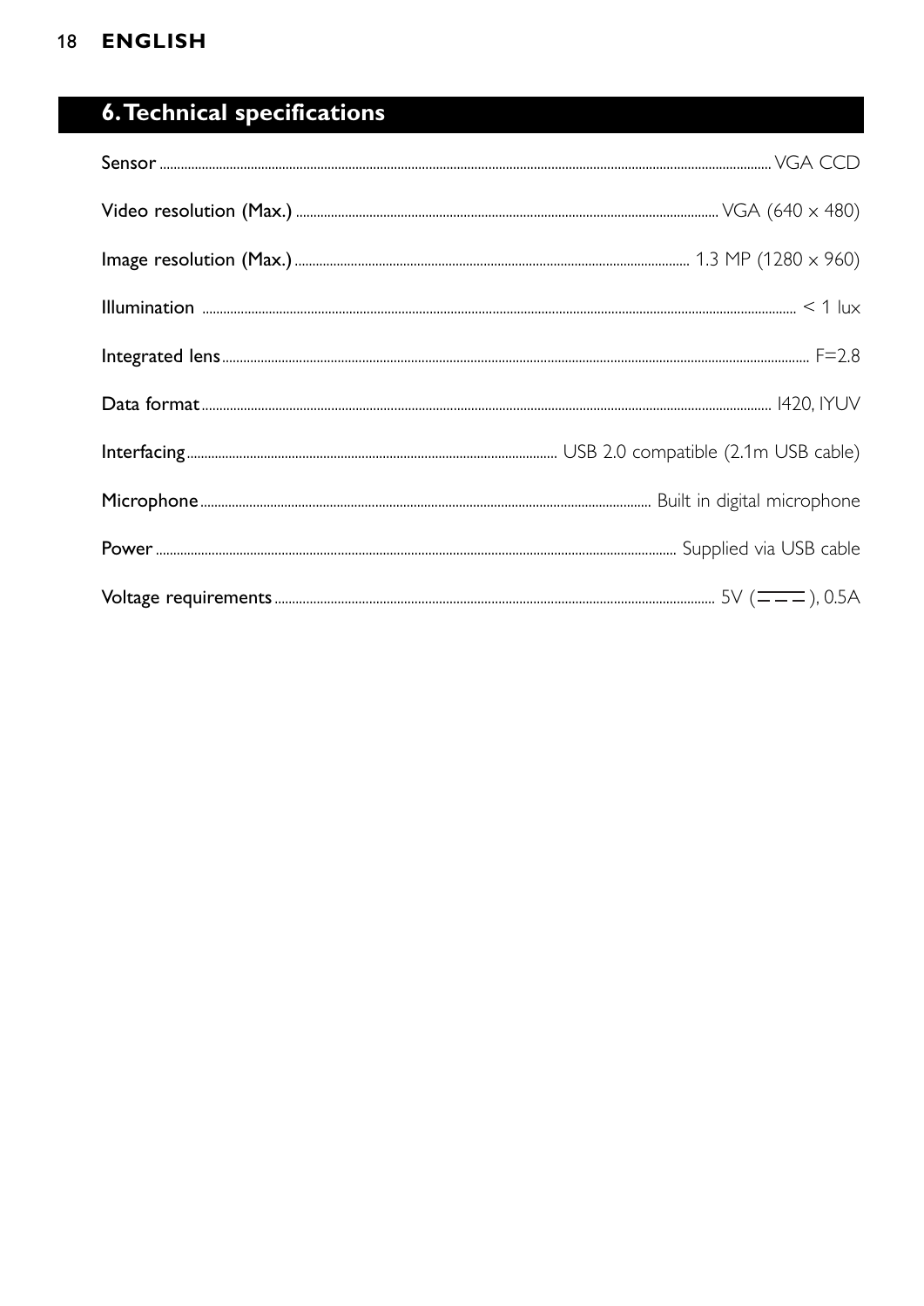## 6. Technical specifications

| | |
|---|---|
| Sensor | VGA CCD |
| Video resolution (Max.) | VGA (640 × 480) |
| Image resolution (Max.) | 1.3 MP (1280 × 960) |
| Illumination | < 1 lux |
| Integrated lens | F=2.8 |
| Data format | I420, IYUV |
| Interfacing | USB 2.0 compatible (2.1m USB cable) |
| Microphone | Built in digital microphone |
| Power | Supplied via USB cable |
| Voltage requirements | 5V (⎓), 0.5A |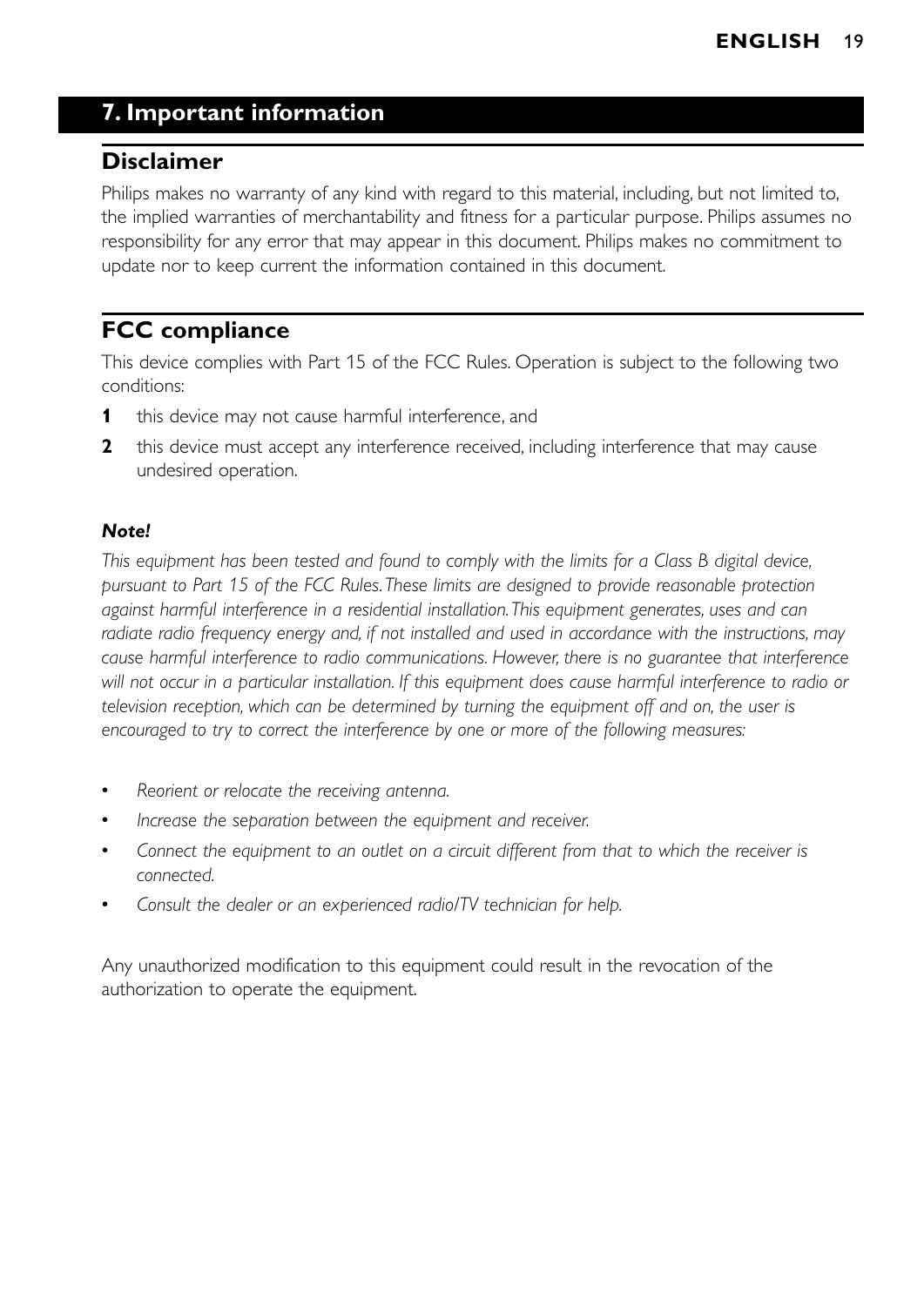# 7. Important information

## Disclaimer

Philips makes no warranty of any kind with regard to this material, including, but not limited to, the implied warranties of merchantability and fitness for a particular purpose. Philips assumes no responsibility for any error that may appear in this document. Philips makes no commitment to update nor to keep current the information contained in this document.

## FCC compliance

This device complies with Part 15 of the FCC Rules. Operation is subject to the following two conditions:

1. this device may not cause harmful interference, and
2. this device must accept any interference received, including interference that may cause undesired operation.

***Note!***

*This equipment has been tested and found to comply with the limits for a Class B digital device, pursuant to Part 15 of the FCC Rules. These limits are designed to provide reasonable protection against harmful interference in a residential installation. This equipment generates, uses and can radiate radio frequency energy and, if not installed and used in accordance with the instructions, may cause harmful interference to radio communications. However, there is no guarantee that interference will not occur in a particular installation. If this equipment does cause harmful interference to radio or television reception, which can be determined by turning the equipment off and on, the user is encouraged to try to correct the interference by one or more of the following measures:*

- *Reorient or relocate the receiving antenna.*
- *Increase the separation between the equipment and receiver.*
- *Connect the equipment to an outlet on a circuit different from that to which the receiver is connected.*
- *Consult the dealer or an experienced radio/TV technician for help.*

Any unauthorized modification to this equipment could result in the revocation of the authorization to operate the equipment.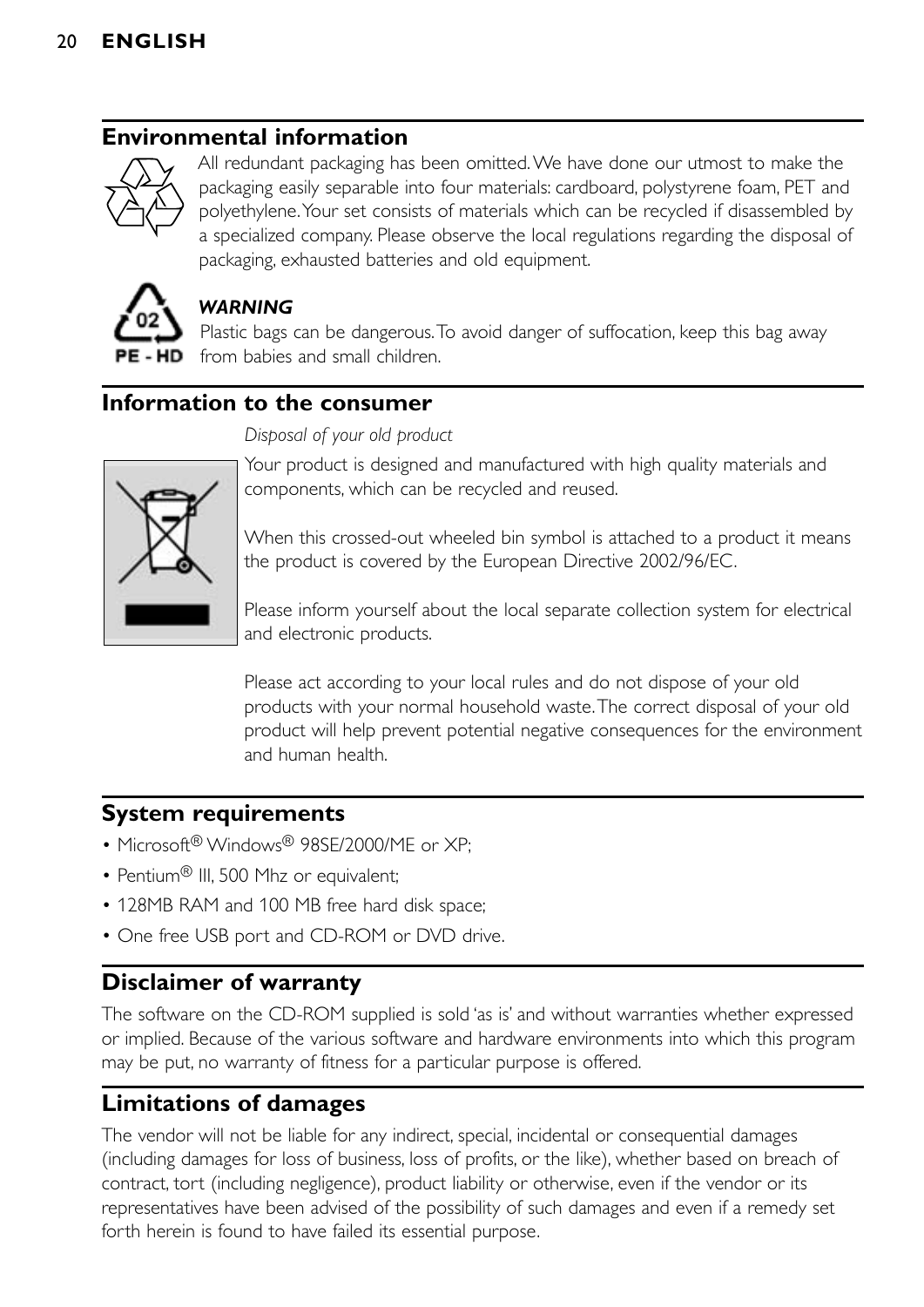## Environmental information

All redundant packaging has been omitted. We have done our utmost to make the packaging easily separable into four materials: cardboard, polystyrene foam, PET and polyethylene. Your set consists of materials which can be recycled if disassembled by a specialized company. Please observe the local regulations regarding the disposal of packaging, exhausted batteries and old equipment.

***WARNING***

Plastic bags can be dangerous. To avoid danger of suffocation, keep this bag away from babies and small children.

## Information to the consumer

*Disposal of your old product*

Your product is designed and manufactured with high quality materials and components, which can be recycled and reused.

When this crossed-out wheeled bin symbol is attached to a product it means the product is covered by the European Directive 2002/96/EC.

Please inform yourself about the local separate collection system for electrical and electronic products.

Please act according to your local rules and do not dispose of your old products with your normal household waste. The correct disposal of your old product will help prevent potential negative consequences for the environment and human health.

## System requirements

- Microsoft® Windows® 98SE/2000/ME or XP;
- Pentium® III, 500 Mhz or equivalent;
- 128MB RAM and 100 MB free hard disk space;
- One free USB port and CD-ROM or DVD drive.

## Disclaimer of warranty

The software on the CD-ROM supplied is sold 'as is' and without warranties whether expressed or implied. Because of the various software and hardware environments into which this program may be put, no warranty of fitness for a particular purpose is offered.

## Limitations of damages

The vendor will not be liable for any indirect, special, incidental or consequential damages (including damages for loss of business, loss of profits, or the like), whether based on breach of contract, tort (including negligence), product liability or otherwise, even if the vendor or its representatives have been advised of the possibility of such damages and even if a remedy set forth herein is found to have failed its essential purpose.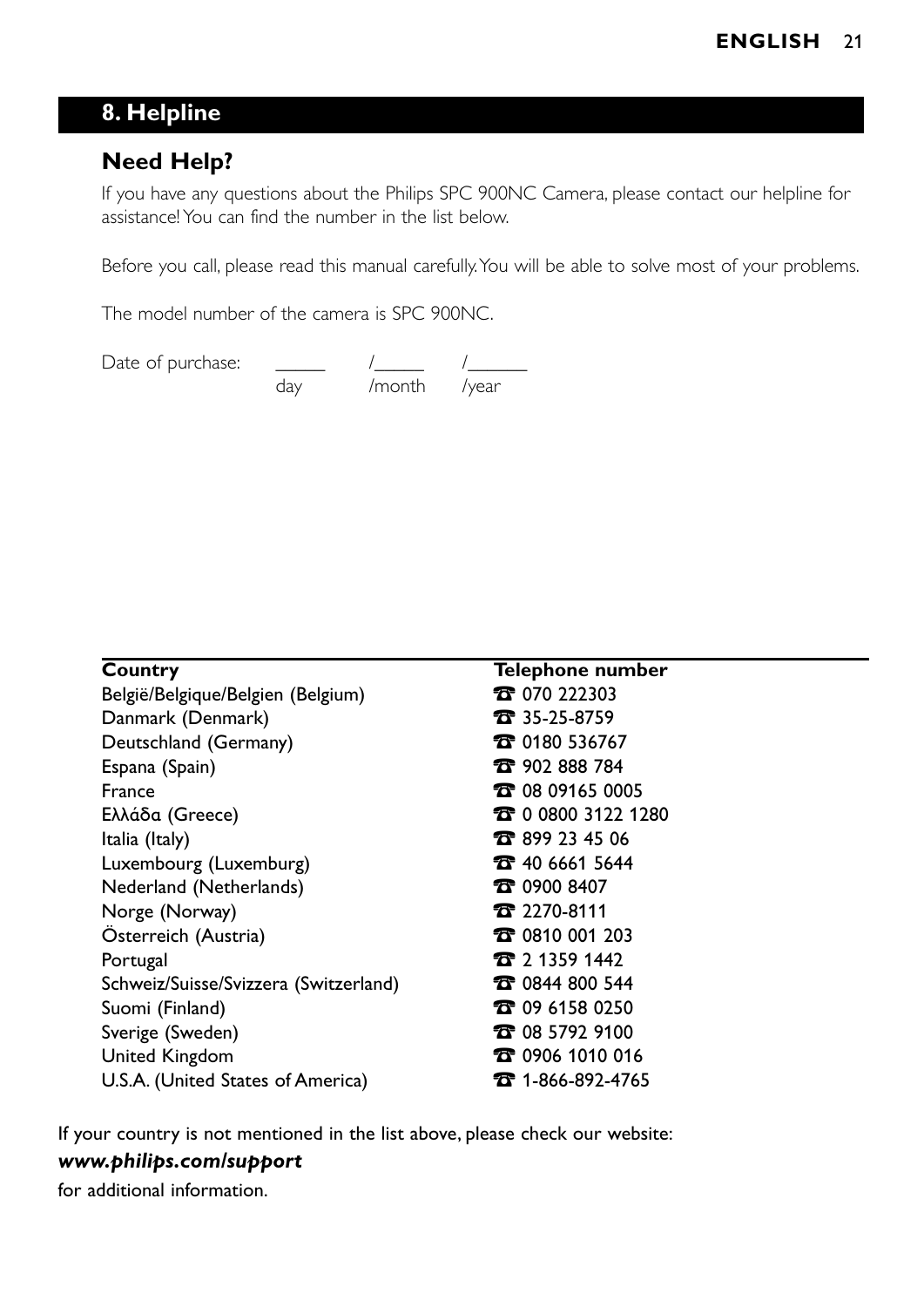## 8. Helpline

### Need Help?

If you have any questions about the Philips SPC 900NC Camera, please contact our helpline for assistance! You can find the number in the list below.

Before you call, please read this manual carefully. You will be able to solve most of your problems.

The model number of the camera is SPC 900NC.

Date of purchase: _____ /_____ /______
day /month /year

| Country | Telephone number |
|---|---|
| België/Belgique/Belgien (Belgium) | ☎ 070 222303 |
| Danmark (Denmark) | ☎ 35-25-8759 |
| Deutschland (Germany) | ☎ 0180 536767 |
| Espana (Spain) | ☎ 902 888 784 |
| France | ☎ 08 09165 0005 |
| Ελλάδα (Greece) | ☎ 0 0800 3122 1280 |
| Italia (Italy) | ☎ 899 23 45 06 |
| Luxembourg (Luxemburg) | ☎ 40 6661 5644 |
| Nederland (Netherlands) | ☎ 0900 8407 |
| Norge (Norway) | ☎ 2270-8111 |
| Österreich (Austria) | ☎ 0810 001 203 |
| Portugal | ☎ 2 1359 1442 |
| Schweiz/Suisse/Svizzera (Switzerland) | ☎ 0844 800 544 |
| Suomi (Finland) | ☎ 09 6158 0250 |
| Sverige (Sweden) | ☎ 08 5792 9100 |
| United Kingdom | ☎ 0906 1010 016 |
| U.S.A. (United States of America) | ☎ 1-866-892-4765 |

If your country is not mentioned in the list above, please check our website:
***www.philips.com/support***
for additional information.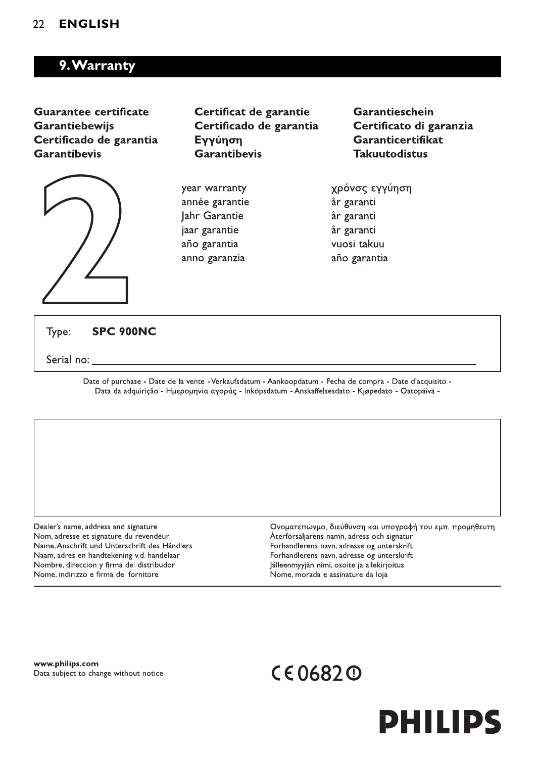## 9. Warranty

**Guarantee certificate**
**Garantiebewijs**
**Certificado de garantia**
**Garantibevis**
**Certificat de garantie**
**Certificado de garantia**
**Εγγύηση**
**Garantibevis**
**Garantieschein**
**Certificato di garanzia**
**Garanticertifikat**
**Takuutodistus**

2

year warranty
année garantie
Jahr Garantie
jaar garantie
año garantia
anno garanzia
χρόνος εγγύηση
år garanti
år garanti
år garanti
vuosi takuu
año garantia

Type: **SPC 900NC**

Serial no: ______________________________

Date of purchase - Date de la vente - Verkaufsdatum - Aankoopdatum - Fecha de compra - Date d'acquisito - Data da adquirição - Ημερομηνία αγοράς - Inköpsdatum - Anskaffelsesdato - Kjøpedato - Oatopäivä -

Dealer's name, address and signature
Nom, adresse et signature du revendeur
Name, Anschrift und Unterschrift des Händlers
Naam, adres en handtekening v.d. handelaar
Nombre, direccion y firma del distribudor
Nome, indirizzo e firma del fornitore
Ονοματεπώνυμο, διεύθυνση και υπογραφή του εμπ. προμηθευτη
Återförsäljarens namn, adress och signatur
Forhandlerens navn, adresse og underskrift
Forhandlerens navn, adresse og unterskrift
Jälleenmyyjän nimi, osoite ja allekirjoitus
Nome, morada e assinature da loja

**www.philips.com**
Data subject to change without notice

CE 0682 ⓘ

**PHILIPS**